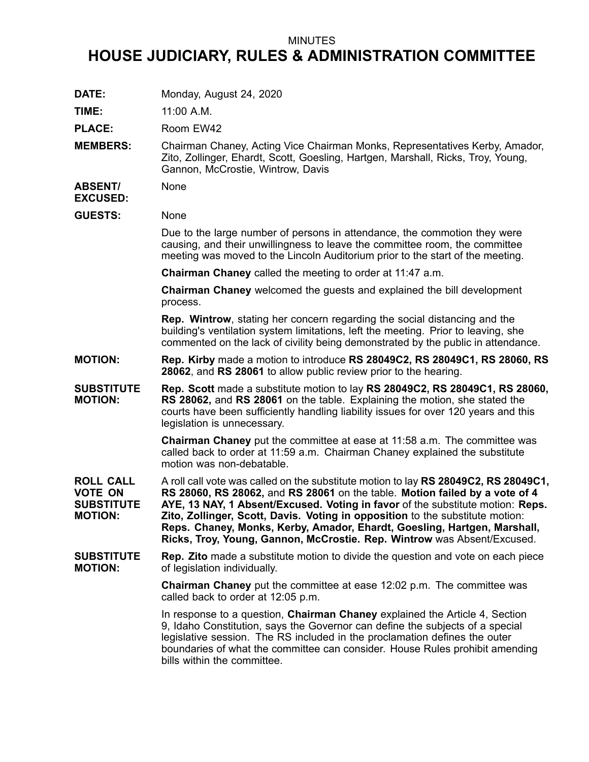MINUTES

# HOUSE JUDICIARY, RULES & ADMINISTRATION COMMITTEE

**DATE:** Monday, August 24, 2020

**TIME:** 11:00 A.M.

**PLACE:** Room EW42

**MEMBERS:** Chairman Chaney, Acting Vice Chairman Monks, Representatives Kerby, Amador, Zito, Zollinger, Ehardt, Scott, Goesling, Hartgen, Marshall, Ricks, Troy, Young, Gannon, McCrostie, Wintrow, Davis

**ABSENT/ EXCUSED:** None

**GUESTS:** None

Due to the large number of persons in attendance, the commotion they were causing, and their unwillingness to leave the committee room, the committee meeting was moved to the Lincoln Auditorium prior to the start of the meeting.

**Chairman Chaney** called the meeting to order at 11:47 a.m.

**Chairman Chaney** welcomed the guests and explained the bill development process.

**Rep. Wintrow**, stating her concern regarding the social distancing and the building's ventilation system limitations, left the meeting. Prior to leaving, she commented on the lack of civility being demonstrated by the public in attendance.

**MOTION:** **Rep. Kirby** made a motion to introduce **RS 28049C2, RS 28049C1, RS 28060, RS 28062**, and **RS 28061** to allow public review prior to the hearing.

**SUBSTITUTE MOTION:** **Rep. Scott** made a substitute motion to lay **RS 28049C2, RS 28049C1, RS 28060, RS 28062,** and **RS 28061** on the table. Explaining the motion, she stated the courts have been sufficiently handling liability issues for over 120 years and this legislation is unnecessary.

**Chairman Chaney** put the committee at ease at 11:58 a.m. The committee was called back to order at 11:59 a.m. Chairman Chaney explained the substitute motion was non-debatable.

**ROLL CALL VOTE ON SUBSTITUTE MOTION:** A roll call vote was called on the substitute motion to lay **RS 28049C2, RS 28049C1, RS 28060, RS 28062,** and **RS 28061** on the table. **Motion failed by a vote of 4 AYE, 13 NAY, 1 Absent/Excused. Voting in favor** of the substitute motion: **Reps. Zito, Zollinger, Scott, Davis. Voting in opposition** to the substitute motion: **Reps. Chaney, Monks, Kerby, Amador, Ehardt, Goesling, Hartgen, Marshall, Ricks, Troy, Young, Gannon, McCrostie. Rep. Wintrow** was Absent/Excused.

**SUBSTITUTE MOTION:** **Rep. Zito** made a substitute motion to divide the question and vote on each piece of legislation individually.

**Chairman Chaney** put the committee at ease 12:02 p.m. The committee was called back to order at 12:05 p.m.

In response to a question, **Chairman Chaney** explained the Article 4, Section 9, Idaho Constitution, says the Governor can define the subjects of a special legislative session. The RS included in the proclamation defines the outer boundaries of what the committee can consider. House Rules prohibit amending bills within the committee.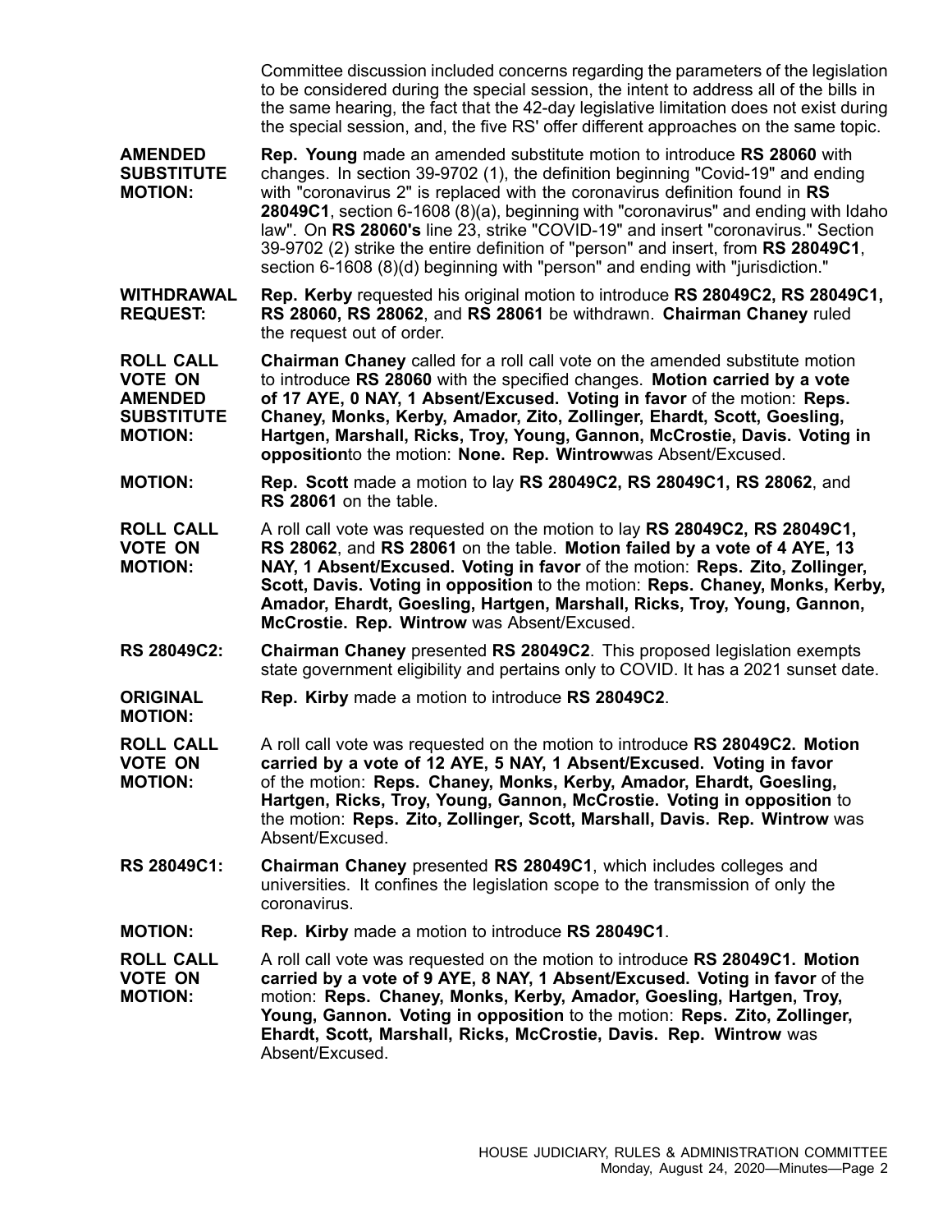Committee discussion included concerns regarding the parameters of the legislation to be considered during the special session, the intent to address all of the bills in the same hearing, the fact that the 42-day legislative limitation does not exist during the special session, and, the five RS' offer different approaches on the same topic.

**AMENDED SUBSTITUTE MOTION:** **Rep. Young** made an amended substitute motion to introduce **RS 28060** with changes. In section 39-9702 (1), the definition beginning "Covid-19" and ending with "coronavirus 2" is replaced with the coronavirus definition found in **RS 28049C1**, section 6-1608 (8)(a), beginning with "coronavirus" and ending with Idaho law". On **RS 28060's** line 23, strike "COVID-19" and insert "coronavirus." Section 39-9702 (2) strike the entire definition of "person" and insert, from **RS 28049C1**, section 6-1608 (8)(d) beginning with "person" and ending with "jurisdiction."

**WITHDRAWAL REQUEST:** **Rep. Kerby** requested his original motion to introduce **RS 28049C2, RS 28049C1, RS 28060, RS 28062**, and **RS 28061** be withdrawn. **Chairman Chaney** ruled the request out of order.

**ROLL CALL VOTE ON AMENDED SUBSTITUTE MOTION:** **Chairman Chaney** called for a roll call vote on the amended substitute motion to introduce **RS 28060** with the specified changes. **Motion carried by a vote of 17 AYE, 0 NAY, 1 Absent/Excused. Voting in favor** of the motion: **Reps. Chaney, Monks, Kerby, Amador, Zito, Zollinger, Ehardt, Scott, Goesling, Hartgen, Marshall, Ricks, Troy, Young, Gannon, McCrostie, Davis. Voting in opposition**to the motion: **None. Rep. Wintrow**was Absent/Excused.

**MOTION:** **Rep. Scott** made a motion to lay **RS 28049C2, RS 28049C1, RS 28062**, and **RS 28061** on the table.

**ROLL CALL VOTE ON MOTION:** A roll call vote was requested on the motion to lay **RS 28049C2, RS 28049C1, RS 28062**, and **RS 28061** on the table. **Motion failed by a vote of 4 AYE, 13 NAY, 1 Absent/Excused. Voting in favor** of the motion: **Reps. Zito, Zollinger, Scott, Davis. Voting in opposition** to the motion: **Reps. Chaney, Monks, Kerby, Amador, Ehardt, Goesling, Hartgen, Marshall, Ricks, Troy, Young, Gannon, McCrostie. Rep. Wintrow** was Absent/Excused.

**RS 28049C2:** **Chairman Chaney** presented **RS 28049C2**. This proposed legislation exempts state government eligibility and pertains only to COVID. It has a 2021 sunset date.

**ORIGINAL MOTION:** **Rep. Kirby** made a motion to introduce **RS 28049C2**.

**ROLL CALL VOTE ON MOTION:** A roll call vote was requested on the motion to introduce **RS 28049C2. Motion carried by a vote of 12 AYE, 5 NAY, 1 Absent/Excused. Voting in favor** of the motion: **Reps. Chaney, Monks, Kerby, Amador, Ehardt, Goesling, Hartgen, Ricks, Troy, Young, Gannon, McCrostie. Voting in opposition** to the motion: **Reps. Zito, Zollinger, Scott, Marshall, Davis. Rep. Wintrow** was Absent/Excused.

**RS 28049C1:** **Chairman Chaney** presented **RS 28049C1**, which includes colleges and universities. It confines the legislation scope to the transmission of only the coronavirus.

**MOTION:** **Rep. Kirby** made a motion to introduce **RS 28049C1**.

**ROLL CALL VOTE ON MOTION:** A roll call vote was requested on the motion to introduce **RS 28049C1. Motion carried by a vote of 9 AYE, 8 NAY, 1 Absent/Excused. Voting in favor** of the motion: **Reps. Chaney, Monks, Kerby, Amador, Goesling, Hartgen, Troy, Young, Gannon. Voting in opposition** to the motion: **Reps. Zito, Zollinger, Ehardt, Scott, Marshall, Ricks, McCrostie, Davis. Rep. Wintrow** was Absent/Excused.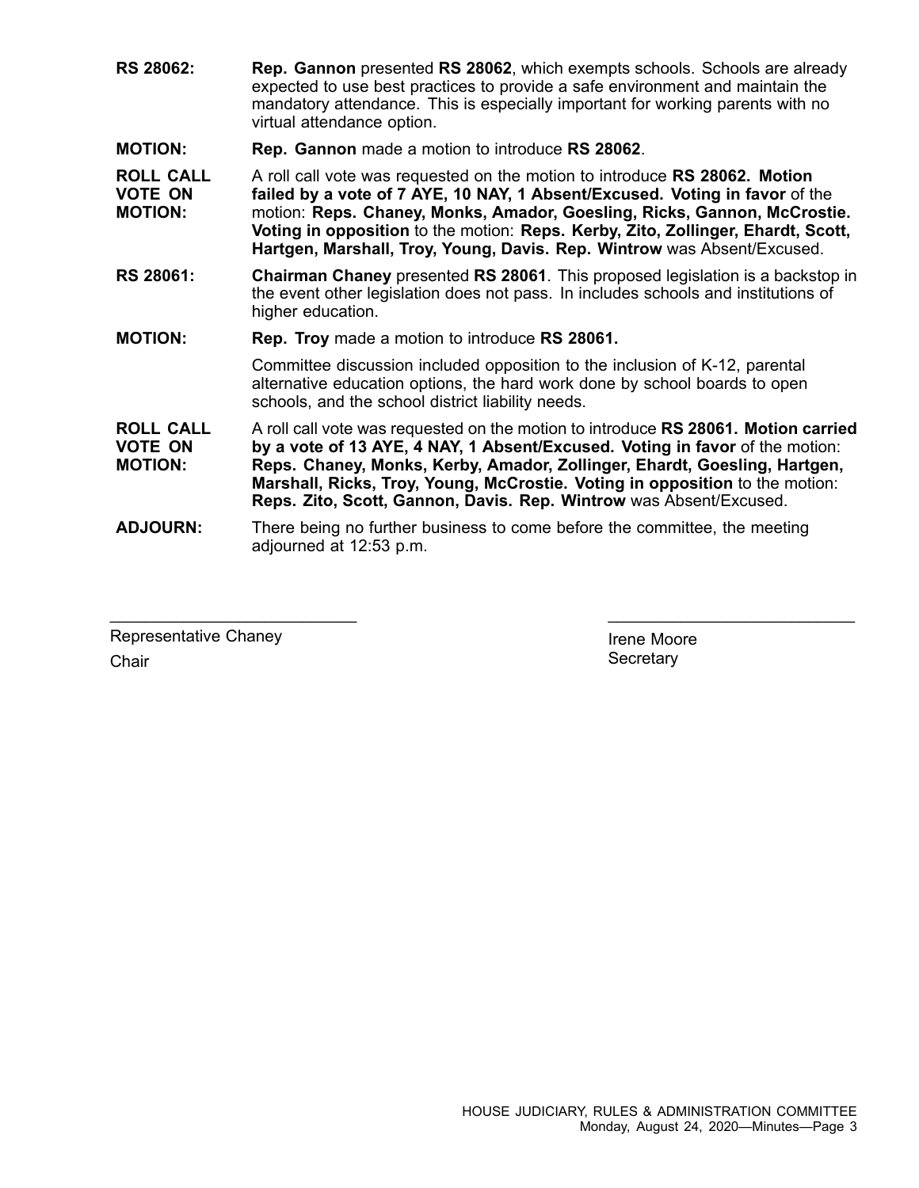**RS 28062:** **Rep. Gannon** presented **RS 28062**, which exempts schools. Schools are already expected to use best practices to provide a safe environment and maintain the mandatory attendance. This is especially important for working parents with no virtual attendance option.

**MOTION:** **Rep. Gannon** made a motion to introduce **RS 28062**.

**ROLL CALL VOTE ON MOTION:** A roll call vote was requested on the motion to introduce **RS 28062. Motion failed by a vote of 7 AYE, 10 NAY, 1 Absent/Excused. Voting in favor** of the motion: **Reps. Chaney, Monks, Amador, Goesling, Ricks, Gannon, McCrostie. Voting in opposition** to the motion: **Reps. Kerby, Zito, Zollinger, Ehardt, Scott, Hartgen, Marshall, Troy, Young, Davis. Rep. Wintrow** was Absent/Excused.

**RS 28061:** **Chairman Chaney** presented **RS 28061**. This proposed legislation is a backstop in the event other legislation does not pass. In includes schools and institutions of higher education.

**MOTION:** **Rep. Troy** made a motion to introduce **RS 28061.**

Committee discussion included opposition to the inclusion of K-12, parental alternative education options, the hard work done by school boards to open schools, and the school district liability needs.

**ROLL CALL VOTE ON MOTION:** A roll call vote was requested on the motion to introduce **RS 28061. Motion carried by a vote of 13 AYE, 4 NAY, 1 Absent/Excused. Voting in favor** of the motion: **Reps. Chaney, Monks, Kerby, Amador, Zollinger, Ehardt, Goesling, Hartgen, Marshall, Ricks, Troy, Young, McCrostie. Voting in opposition** to the motion: **Reps. Zito, Scott, Gannon, Davis. Rep. Wintrow** was Absent/Excused.

**ADJOURN:** There being no further business to come before the committee, the meeting adjourned at 12:53 p.m.

___________________________

Representative Chaney
Chair

___________________________

Irene Moore
Secretary